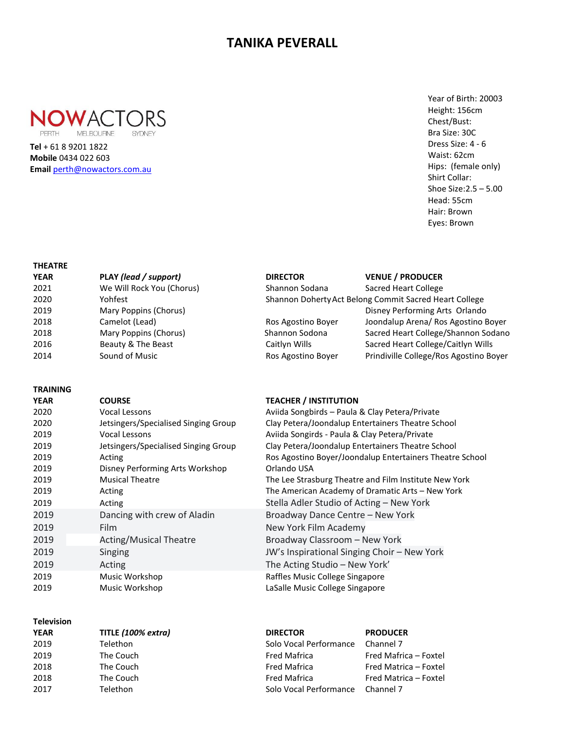# TANIKA PEVERALL

NOWACTORS
PERTH MELBOURNE SYDNEY

**Tel** + 61 8 9201 1822
**Mobile** 0434 022 603
**Email** perth@nowactors.com.au

Year of Birth: 20003
Height: 156cm
Chest/Bust:
Bra Size: 30C
Dress Size: 4 - 6
Waist: 62cm
Hips: (female only)
Shirt Collar:
Shoe Size:2.5 – 5.00
Head: 55cm
Hair: Brown
Eyes: Brown

**THEATRE**

| **YEAR** | **PLAY *(lead / support)*** | **DIRECTOR** | **VENUE / PRODUCER** |
|---|---|---|---|
| 2021 | We Will Rock You (Chorus) | Shannon Sodana | Sacred Heart College |
| 2020 | Yohfest | Shannon Doherty | Act Belong Commit Sacred Heart College |
| 2019 | Mary Poppins (Chorus) | | Disney Performing Arts Orlando |
| 2018 | Camelot (Lead) | Ros Agostino Boyer | Joondalup Arena/ Ros Agostino Boyer |
| 2018 | Mary Poppins (Chorus) | Shannon Sodona | Sacred Heart College/Shannon Sodano |
| 2016 | Beauty & The Beast | Caitlyn Wills | Sacred Heart College/Caitlyn Wills |
| 2014 | Sound of Music | Ros Agostino Boyer | Prindiville College/Ros Agostino Boyer |

**TRAINING**

| **YEAR** | **COURSE** | **TEACHER / INSTITUTION** |
|---|---|---|
| 2020 | Vocal Lessons | Aviida Songbirds – Paula & Clay Petera/Private |
| 2020 | Jetsingers/Specialised Singing Group | Clay Petera/Joondalup Entertainers Theatre School |
| 2019 | Vocal Lessons | Aviida Songirds - Paula & Clay Petera/Private |
| 2019 | Jetsingers/Specialised Singing Group | Clay Petera/Joondalup Entertainers Theatre School |
| 2019 | Acting | Ros Agostino Boyer/Joondalup Entertainers Theatre School |
| 2019 | Disney Performing Arts Workshop | Orlando USA |
| 2019 | Musical Theatre | The Lee Strasburg Theatre and Film Institute New York |
| 2019 | Acting | The American Academy of Dramatic Arts – New York |
| 2019 | Acting | Stella Adler Studio of Acting – New York |
| 2019 | Dancing with crew of Aladin | Broadway Dance Centre – New York |
| 2019 | Film | New York Film Academy |
| 2019 | Acting/Musical Theatre | Broadway Classroom – New York |
| 2019 | Singing | JW's Inspirational Singing Choir – New York |
| 2019 | Acting | The Acting Studio – New York' |
| 2019 | Music Workshop | Raffles Music College Singapore |
| 2019 | Music Workshop | LaSalle Music College Singapore |

**Television**

| **YEAR** | **TITLE *(100% extra)*** | **DIRECTOR** | **PRODUCER** |
|---|---|---|---|
| 2019 | Telethon | Solo Vocal Performance | Channel 7 |
| 2019 | The Couch | Fred Mafrica | Fred Mafrica – Foxtel |
| 2018 | The Couch | Fred Mafrica | Fred Matrica – Foxtel |
| 2018 | The Couch | Fred Mafrica | Fred Matrica – Foxtel |
| 2017 | Telethon | Solo Vocal Performance | Channel 7 |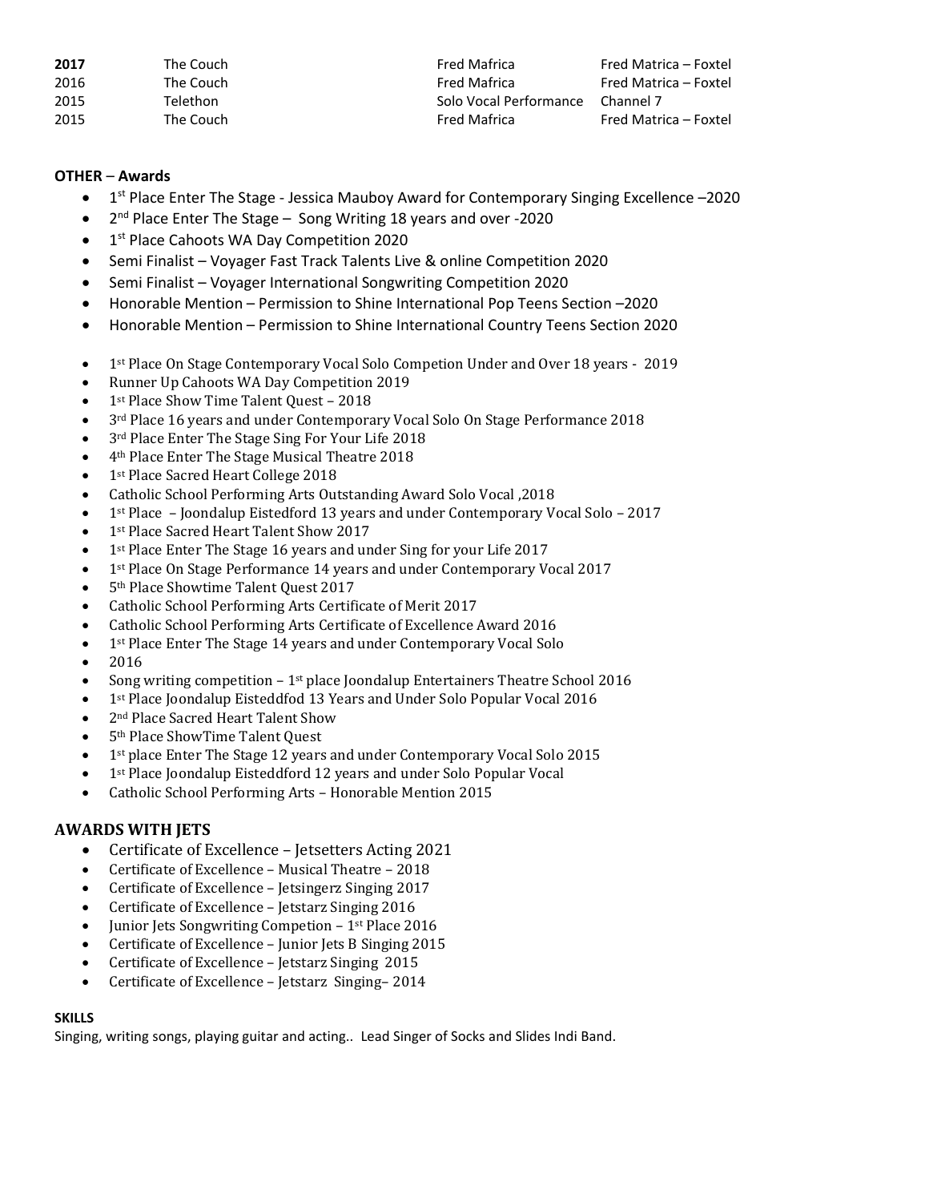| | | | |
|---|---|---|---|
| **2017** | The Couch | Fred Mafrica | Fred Matrica – Foxtel |
| 2016 | The Couch | Fred Mafrica | Fred Matrica – Foxtel |
| 2015 | Telethon | Solo Vocal Performance | Channel 7 |
| 2015 | The Couch | Fred Mafrica | Fred Matrica – Foxtel |

**OTHER** – **Awards**

- 1st Place Enter The Stage - Jessica Mauboy Award for Contemporary Singing Excellence –2020
- 2nd Place Enter The Stage – Song Writing 18 years and over -2020
- 1st Place Cahoots WA Day Competition 2020
- Semi Finalist – Voyager Fast Track Talents Live & online Competition 2020
- Semi Finalist – Voyager International Songwriting Competition 2020
- Honorable Mention – Permission to Shine International Pop Teens Section –2020
- Honorable Mention – Permission to Shine International Country Teens Section 2020

- 1st Place On Stage Contemporary Vocal Solo Competion Under and Over 18 years - 2019
- Runner Up Cahoots WA Day Competition 2019
- 1st Place Show Time Talent Quest – 2018
- 3rd Place 16 years and under Contemporary Vocal Solo On Stage Performance 2018
- 3rd Place Enter The Stage Sing For Your Life 2018
- 4th Place Enter The Stage Musical Theatre 2018
- 1st Place Sacred Heart College 2018
- Catholic School Performing Arts Outstanding Award Solo Vocal ,2018
- 1st Place – Joondalup Eistedford 13 years and under Contemporary Vocal Solo – 2017
- 1st Place Sacred Heart Talent Show 2017
- 1st Place Enter The Stage 16 years and under Sing for your Life 2017
- 1st Place On Stage Performance 14 years and under Contemporary Vocal 2017
- 5th Place Showtime Talent Quest 2017
- Catholic School Performing Arts Certificate of Merit 2017
- Catholic School Performing Arts Certificate of Excellence Award 2016
- 1st Place Enter The Stage 14 years and under Contemporary Vocal Solo
- 2016
- Song writing competition – 1st place Joondalup Entertainers Theatre School 2016
- 1st Place Joondalup Eisteddfod 13 Years and Under Solo Popular Vocal 2016
- 2nd Place Sacred Heart Talent Show
- 5th Place ShowTime Talent Quest
- 1st place Enter The Stage 12 years and under Contemporary Vocal Solo 2015
- 1st Place Joondalup Eisteddford 12 years and under Solo Popular Vocal
- Catholic School Performing Arts – Honorable Mention 2015

## AWARDS WITH JETS

- Certificate of Excellence – Jetsetters Acting 2021
- Certificate of Excellence – Musical Theatre – 2018
- Certificate of Excellence – Jetsingerz Singing 2017
- Certificate of Excellence – Jetstarz Singing 2016
- Junior Jets Songwriting Competion – 1st Place 2016
- Certificate of Excellence – Junior Jets B Singing 2015
- Certificate of Excellence – Jetstarz Singing 2015
- Certificate of Excellence – Jetstarz Singing– 2014

**SKILLS**

Singing, writing songs, playing guitar and acting.. Lead Singer of Socks and Slides Indi Band.